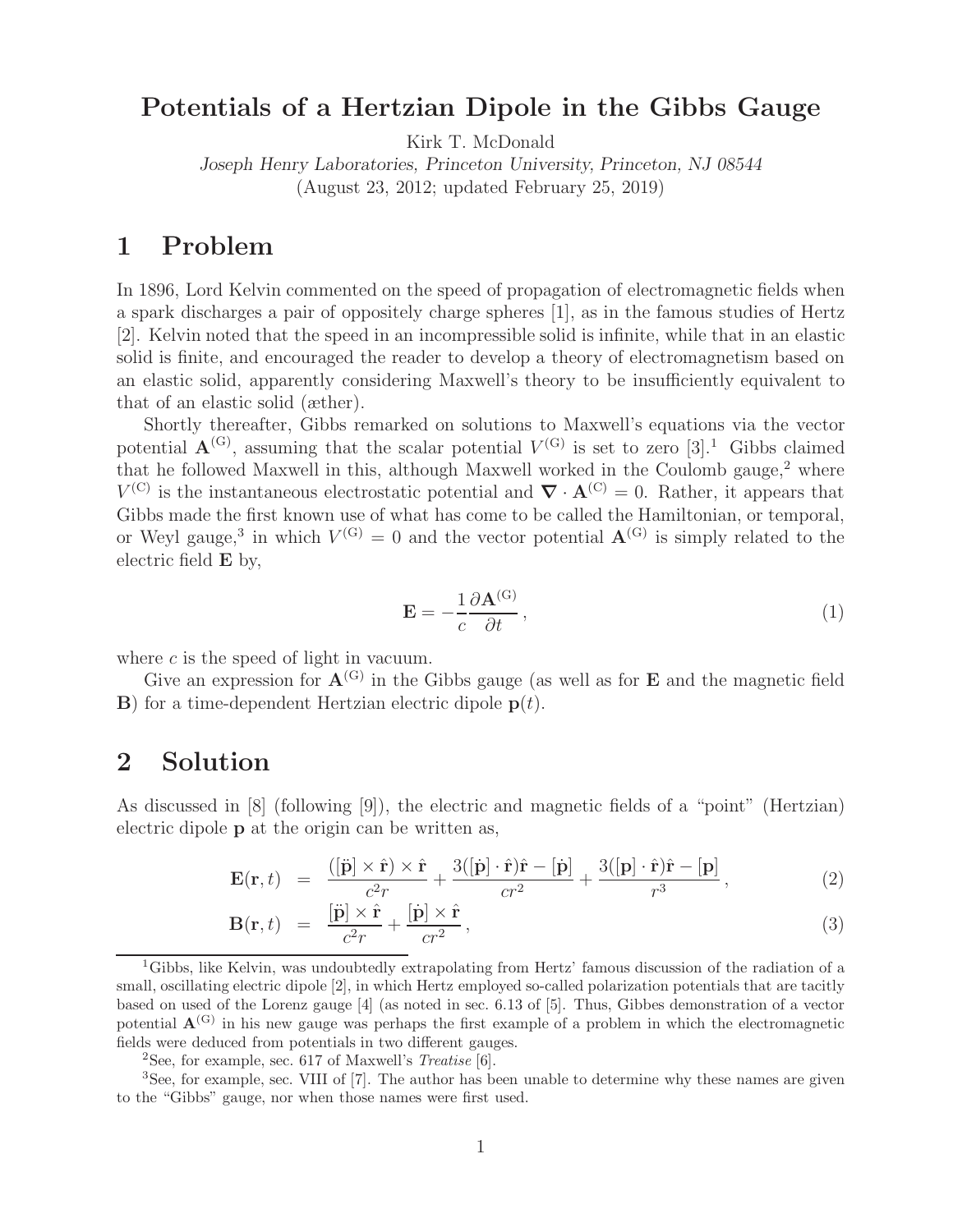# Potentials of a Hertzian Dipole in the Gibbs Gauge

Kirk T. McDonald

*Joseph Henry Laboratories, Princeton University, Princeton, NJ 08544*

(August 23, 2012; updated February 25, 2019)

## 1 Problem

In 1896, Lord Kelvin commented on the speed of propagation of electromagnetic fields when a spark discharges a pair of oppositely charge spheres [1], as in the famous studies of Hertz [2]. Kelvin noted that the speed in an incompressible solid is infinite, while that in an elastic solid is finite, and encouraged the reader to develop a theory of electromagnetism based on an elastic solid, apparently considering Maxwell's theory to be insufficiently equivalent to that of an elastic solid (æther).

Shortly thereafter, Gibbs remarked on solutions to Maxwell's equations via the vector potential $\mathbf{A}^{(\mathrm{G})}$, assuming that the scalar potential $V^{(\mathrm{G})}$ is set to zero [3].[1] Gibbs claimed that he followed Maxwell in this, although Maxwell worked in the Coulomb gauge,[2] where $V^{(\mathrm{C})}$ is the instantaneous electrostatic potential and $\boldsymbol{\nabla} \cdot \mathbf{A}^{(\mathrm{C})} = 0$. Rather, it appears that Gibbs made the first known use of what has come to be called the Hamiltonian, or temporal, or Weyl gauge,[3] in which $V^{(\mathrm{G})} = 0$ and the vector potential $\mathbf{A}^{(\mathrm{G})}$ is simply related to the electric field $\mathbf{E}$ by,

$$\mathbf{E} = -\frac{1}{c}\frac{\partial \mathbf{A}^{(\mathrm{G})}}{\partial t}, \tag{1}$$

where $c$ is the speed of light in vacuum.

Give an expression for $\mathbf{A}^{(\mathrm{G})}$ in the Gibbs gauge (as well as for $\mathbf{E}$ and the magnetic field $\mathbf{B}$) for a time-dependent Hertzian electric dipole $\mathbf{p}(t)$.

## 2 Solution

As discussed in [8] (following [9]), the electric and magnetic fields of a "point" (Hertzian) electric dipole $\mathbf{p}$ at the origin can be written as,

$$\mathbf{E}(\mathbf{r}, t) = \frac{([\ddot{\mathbf{p}}] \times \hat{\mathbf{r}}) \times \hat{\mathbf{r}}}{c^2 r} + \frac{3([\dot{\mathbf{p}}] \cdot \hat{\mathbf{r}})\hat{\mathbf{r}} - [\dot{\mathbf{p}}]}{cr^2} + \frac{3([\mathbf{p}] \cdot \hat{\mathbf{r}})\hat{\mathbf{r}} - [\mathbf{p}]}{r^3}, \tag{2}$$

$$\mathbf{B}(\mathbf{r}, t) = \frac{[\ddot{\mathbf{p}}] \times \hat{\mathbf{r}}}{c^2 r} + \frac{[\dot{\mathbf{p}}] \times \hat{\mathbf{r}}}{cr^2}, \tag{3}$$

---

[1] Gibbs, like Kelvin, was undoubtedly extrapolating from Hertz' famous discussion of the radiation of a small, oscillating electric dipole [2], in which Hertz employed so-called polarization potentials that are tacitly based on used of the Lorenz gauge [4] (as noted in sec. 6.13 of [5]. Thus, Gibbes demonstration of a vector potential $\mathbf{A}^{(\mathrm{G})}$ in his new gauge was perhaps the first example of a problem in which the electromagnetic fields were deduced from potentials in two different gauges.

[2] See, for example, sec. 617 of Maxwell's *Treatise* [6].

[3] See, for example, sec. VIII of [7]. The author has been unable to determine why these names are given to the "Gibbs" gauge, nor when those names were first used.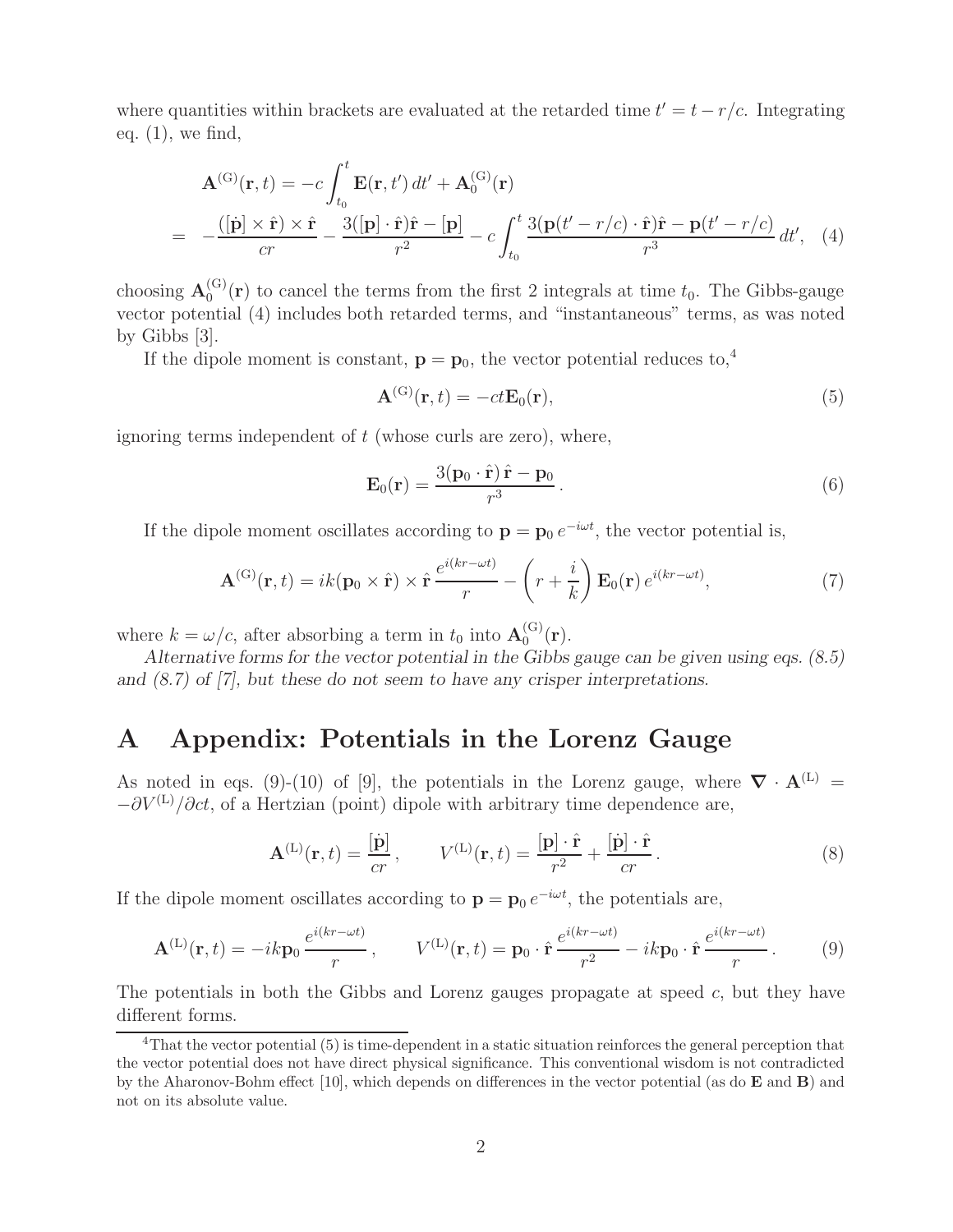where quantities within brackets are evaluated at the retarded time $t' = t - r/c$. Integrating eq. (1), we find,

$$
\begin{aligned}
\mathbf{A}^{(\mathrm{G})}(\mathbf{r}, t) &= -c \int_{t_0}^{t} \mathbf{E}(\mathbf{r}, t')\, dt' + \mathbf{A}_0^{(\mathrm{G})}(\mathbf{r}) \\
&= -\frac{([\dot{\mathbf{p}}] \times \hat{\mathbf{r}}) \times \hat{\mathbf{r}}}{cr} - \frac{3([\mathbf{p}] \cdot \hat{\mathbf{r}})\hat{\mathbf{r}} - [\mathbf{p}]}{r^2} - c \int_{t_0}^{t} \frac{3(\mathbf{p}(t' - r/c) \cdot \hat{\mathbf{r}})\hat{\mathbf{r}} - \mathbf{p}(t' - r/c)}{r^3}\, dt', \quad (4)
\end{aligned}
$$

choosing $\mathbf{A}_0^{(\mathrm{G})}(\mathbf{r})$ to cancel the terms from the first 2 integrals at time $t_0$. The Gibbs-gauge vector potential (4) includes both retarded terms, and "instantaneous" terms, as was noted by Gibbs [3].

If the dipole moment is constant, $\mathbf{p} = \mathbf{p}_0$, the vector potential reduces to,[4]

$$
\mathbf{A}^{(\mathrm{G})}(\mathbf{r}, t) = -ct\mathbf{E}_0(\mathbf{r}), \quad (5)
$$

ignoring terms independent of $t$ (whose curls are zero), where,

$$
\mathbf{E}_0(\mathbf{r}) = \frac{3(\mathbf{p}_0 \cdot \hat{\mathbf{r}})\, \hat{\mathbf{r}} - \mathbf{p}_0}{r^3}. \quad (6)
$$

If the dipole moment oscillates according to $\mathbf{p} = \mathbf{p}_0\, e^{-i\omega t}$, the vector potential is,

$$
\mathbf{A}^{(\mathrm{G})}(\mathbf{r}, t) = ik(\mathbf{p}_0 \times \hat{\mathbf{r}}) \times \hat{\mathbf{r}}\, \frac{e^{i(kr - \omega t)}}{r} - \left(r + \frac{i}{k}\right) \mathbf{E}_0(\mathbf{r})\, e^{i(kr - \omega t)}, \quad (7)
$$

where $k = \omega/c$, after absorbing a term in $t_0$ into $\mathbf{A}_0^{(\mathrm{G})}(\mathbf{r})$.

*Alternative forms for the vector potential in the Gibbs gauge can be given using eqs. (8.5) and (8.7) of [7], but these do not seem to have any crisper interpretations.*

# A Appendix: Potentials in the Lorenz Gauge

As noted in eqs. (9)-(10) of [9], the potentials in the Lorenz gauge, where $\boldsymbol{\nabla} \cdot \mathbf{A}^{(\mathrm{L})} = -\partial V^{(\mathrm{L})}/\partial ct$, of a Hertzian (point) dipole with arbitrary time dependence are,

$$
\mathbf{A}^{(\mathrm{L})}(\mathbf{r}, t) = \frac{[\dot{\mathbf{p}}]}{cr}, \qquad V^{(\mathrm{L})}(\mathbf{r}, t) = \frac{[\mathbf{p}] \cdot \hat{\mathbf{r}}}{r^2} + \frac{[\dot{\mathbf{p}}] \cdot \hat{\mathbf{r}}}{cr}. \quad (8)
$$

If the dipole moment oscillates according to $\mathbf{p} = \mathbf{p}_0\, e^{-i\omega t}$, the potentials are,

$$
\mathbf{A}^{(\mathrm{L})}(\mathbf{r}, t) = -ik\mathbf{p}_0\, \frac{e^{i(kr - \omega t)}}{r}, \qquad V^{(\mathrm{L})}(\mathbf{r}, t) = \mathbf{p}_0 \cdot \hat{\mathbf{r}}\, \frac{e^{i(kr - \omega t)}}{r^2} - ik\mathbf{p}_0 \cdot \hat{\mathbf{r}}\, \frac{e^{i(kr - \omega t)}}{r}. \quad (9)
$$

The potentials in both the Gibbs and Lorenz gauges propagate at speed $c$, but they have different forms.

---

[4] That the vector potential (5) is time-dependent in a static situation reinforces the general perception that the vector potential does not have direct physical significance. This conventional wisdom is not contradicted by the Aharonov-Bohm effect [10], which depends on differences in the vector potential (as do $\mathbf{E}$ and $\mathbf{B}$) and not on its absolute value.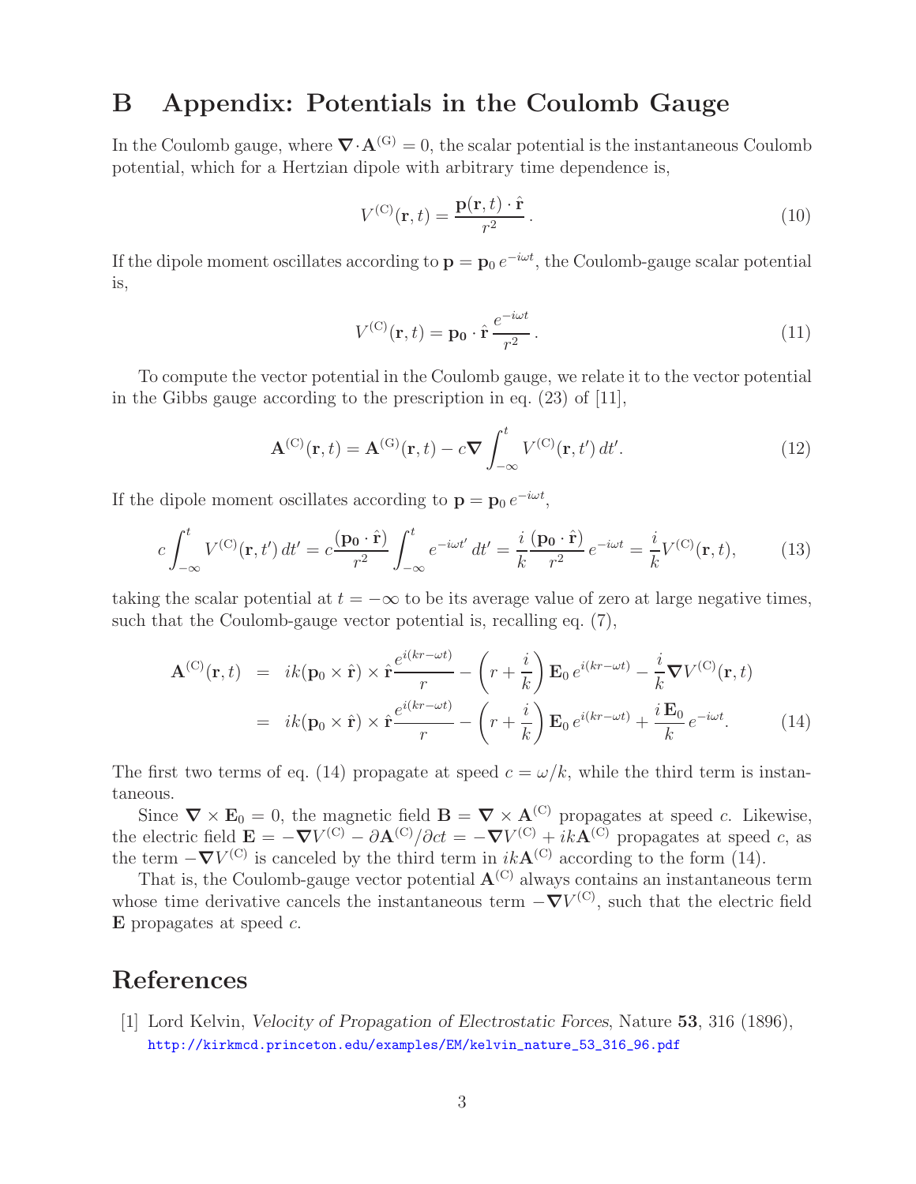## B Appendix: Potentials in the Coulomb Gauge

In the Coulomb gauge, where $\boldsymbol{\nabla}\cdot\mathbf{A}^{(\mathrm{G})} = 0$, the scalar potential is the instantaneous Coulomb potential, which for a Hertzian dipole with arbitrary time dependence is,

$$V^{(\mathrm{C})}(\mathbf{r},t) = \frac{\mathbf{p}(\mathbf{r},t)\cdot\hat{\mathbf{r}}}{r^2}\,. \tag{10}$$

If the dipole moment oscillates according to $\mathbf{p} = \mathbf{p}_0\, e^{-i\omega t}$, the Coulomb-gauge scalar potential is,

$$V^{(\mathrm{C})}(\mathbf{r},t) = \mathbf{p_0}\cdot\hat{\mathbf{r}}\,\frac{e^{-i\omega t}}{r^2}\,. \tag{11}$$

To compute the vector potential in the Coulomb gauge, we relate it to the vector potential in the Gibbs gauge according to the prescription in eq. (23) of [11],

$$\mathbf{A}^{(\mathrm{C})}(\mathbf{r},t) = \mathbf{A}^{(\mathrm{G})}(\mathbf{r},t) - c\boldsymbol{\nabla}\int_{-\infty}^{t} V^{(\mathrm{C})}(\mathbf{r},t')\,dt'. \tag{12}$$

If the dipole moment oscillates according to $\mathbf{p} = \mathbf{p}_0\, e^{-i\omega t}$,

$$c\int_{-\infty}^{t} V^{(\mathrm{C})}(\mathbf{r},t')\,dt' = c\frac{(\mathbf{p_0}\cdot\hat{\mathbf{r}})}{r^2}\int_{-\infty}^{t} e^{-i\omega t'}\,dt' = \frac{i}{k}\frac{(\mathbf{p_0}\cdot\hat{\mathbf{r}})}{r^2}\,e^{-i\omega t} = \frac{i}{k}V^{(\mathrm{C})}(\mathbf{r},t), \tag{13}$$

taking the scalar potential at $t = -\infty$ to be its average value of zero at large negative times, such that the Coulomb-gauge vector potential is, recalling eq. (7),

$$\begin{aligned}
\mathbf{A}^{(\mathrm{C})}(\mathbf{r},t) &= ik(\mathbf{p_0}\times\hat{\mathbf{r}})\times\hat{\mathbf{r}}\frac{e^{i(kr-\omega t)}}{r} - \left(r + \frac{i}{k}\right)\mathbf{E}_0\, e^{i(kr-\omega t)} - \frac{i}{k}\boldsymbol{\nabla}V^{(\mathrm{C})}(\mathbf{r},t) \\
&= ik(\mathbf{p_0}\times\hat{\mathbf{r}})\times\hat{\mathbf{r}}\frac{e^{i(kr-\omega t)}}{r} - \left(r + \frac{i}{k}\right)\mathbf{E}_0\, e^{i(kr-\omega t)} + \frac{i\,\mathbf{E}_0}{k}\,e^{-i\omega t}.
\end{aligned} \tag{14}$$

The first two terms of eq. (14) propagate at speed $c = \omega/k$, while the third term is instantaneous.

Since $\boldsymbol{\nabla}\times\mathbf{E}_0 = 0$, the magnetic field $\mathbf{B} = \boldsymbol{\nabla}\times\mathbf{A}^{(\mathrm{C})}$ propagates at speed $c$. Likewise, the electric field $\mathbf{E} = -\boldsymbol{\nabla}V^{(\mathrm{C})} - \partial\mathbf{A}^{(\mathrm{C})}/\partial ct = -\boldsymbol{\nabla}V^{(\mathrm{C})} + ik\mathbf{A}^{(\mathrm{C})}$ propagates at speed $c$, as the term $-\boldsymbol{\nabla}V^{(\mathrm{C})}$ is canceled by the third term in $ik\mathbf{A}^{(\mathrm{C})}$ according to the form (14).

That is, the Coulomb-gauge vector potential $\mathbf{A}^{(\mathrm{C})}$ always contains an instantaneous term whose time derivative cancels the instantaneous term $-\boldsymbol{\nabla}V^{(\mathrm{C})}$, such that the electric field $\mathbf{E}$ propagates at speed $c$.

# References

[1] Lord Kelvin, *Velocity of Propagation of Electrostatic Forces*, Nature **53**, 316 (1896), http://kirkmcd.princeton.edu/examples/EM/kelvin_nature_53_316_96.pdf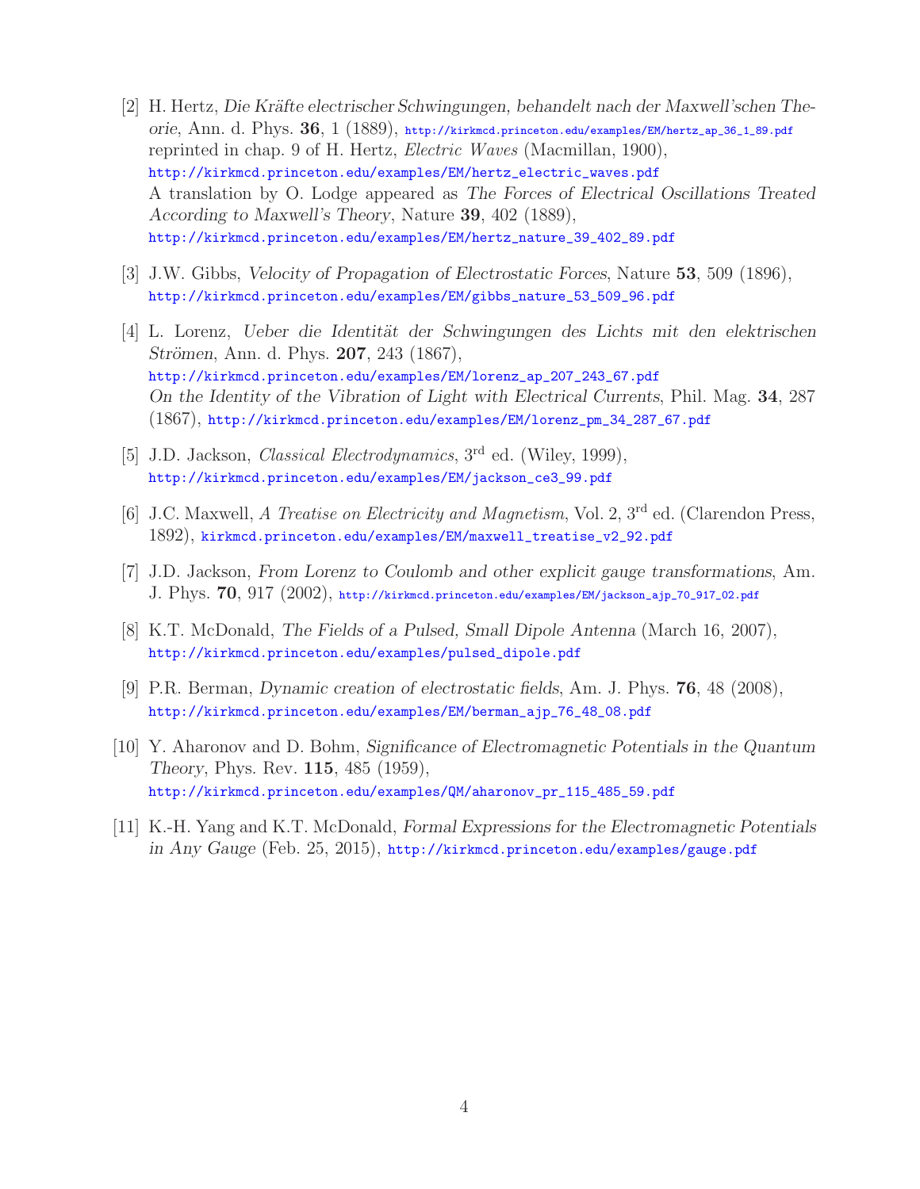[2] H. Hertz, *Die Kräfte electrischer Schwingungen, behandelt nach der Maxwell'schen Theorie*, Ann. d. Phys. **36**, 1 (1889), http://kirkmcd.princeton.edu/examples/EM/hertz_ap_36_1_89.pdf reprinted in chap. 9 of H. Hertz, *Electric Waves* (Macmillan, 1900), http://kirkmcd.princeton.edu/examples/EM/hertz_electric_waves.pdf A translation by O. Lodge appeared as *The Forces of Electrical Oscillations Treated According to Maxwell's Theory*, Nature **39**, 402 (1889), http://kirkmcd.princeton.edu/examples/EM/hertz_nature_39_402_89.pdf

[3] J.W. Gibbs, *Velocity of Propagation of Electrostatic Forces*, Nature **53**, 509 (1896), http://kirkmcd.princeton.edu/examples/EM/gibbs_nature_53_509_96.pdf

[4] L. Lorenz, *Ueber die Identität der Schwingungen des Lichts mit den elektrischen Strömen*, Ann. d. Phys. **207**, 243 (1867), http://kirkmcd.princeton.edu/examples/EM/lorenz_ap_207_243_67.pdf *On the Identity of the Vibration of Light with Electrical Currents*, Phil. Mag. **34**, 287 (1867), http://kirkmcd.princeton.edu/examples/EM/lorenz_pm_34_287_67.pdf

[5] J.D. Jackson, *Classical Electrodynamics*, 3rd ed. (Wiley, 1999), http://kirkmcd.princeton.edu/examples/EM/jackson_ce3_99.pdf

[6] J.C. Maxwell, *A Treatise on Electricity and Magnetism*, Vol. 2, 3rd ed. (Clarendon Press, 1892), kirkmcd.princeton.edu/examples/EM/maxwell_treatise_v2_92.pdf

[7] J.D. Jackson, *From Lorenz to Coulomb and other explicit gauge transformations*, Am. J. Phys. **70**, 917 (2002), http://kirkmcd.princeton.edu/examples/EM/jackson_ajp_70_917_02.pdf

[8] K.T. McDonald, *The Fields of a Pulsed, Small Dipole Antenna* (March 16, 2007), http://kirkmcd.princeton.edu/examples/pulsed_dipole.pdf

[9] P.R. Berman, *Dynamic creation of electrostatic fields*, Am. J. Phys. **76**, 48 (2008), http://kirkmcd.princeton.edu/examples/EM/berman_ajp_76_48_08.pdf

[10] Y. Aharonov and D. Bohm, *Significance of Electromagnetic Potentials in the Quantum Theory*, Phys. Rev. **115**, 485 (1959), http://kirkmcd.princeton.edu/examples/QM/aharonov_pr_115_485_59.pdf

[11] K.-H. Yang and K.T. McDonald, *Formal Expressions for the Electromagnetic Potentials in Any Gauge* (Feb. 25, 2015), http://kirkmcd.princeton.edu/examples/gauge.pdf